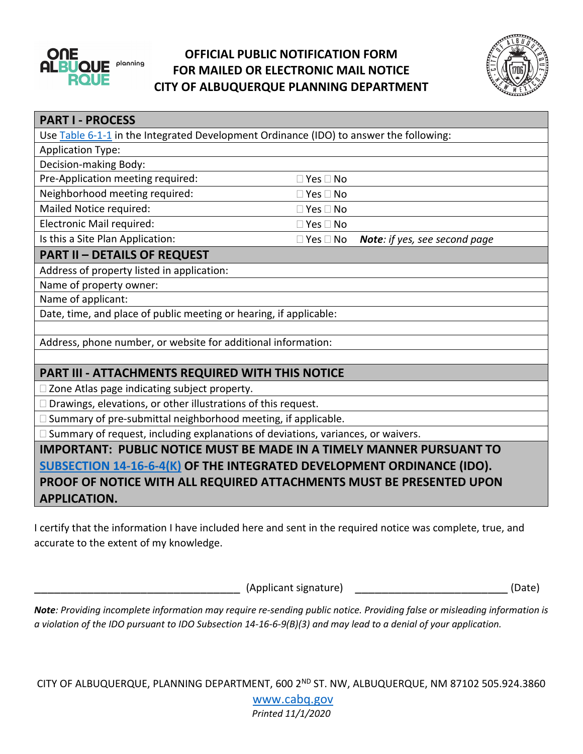# OFFICIAL PUBLIC NOTIFICATION FORM FOR MAILED OR ELECTRONIC MAIL NOTICE CITY OF ALBUQUERQUE PLANNING DEPARTMENT

| PART I - PROCESS | | |
|---|---|---|
| Use Table 6-1-1 in the Integrated Development Ordinance (IDO) to answer the following: | | |
| Application Type: | | |
| Decision-making Body: | | |
| Pre-Application meeting required: | ☐ Yes ☐ No | |
| Neighborhood meeting required: | ☐ Yes ☐ No | |
| Mailed Notice required: | ☐ Yes ☐ No | |
| Electronic Mail required: | ☐ Yes ☐ No | |
| Is this a Site Plan Application: | ☐ Yes ☐ No | ***Note**: if yes, see second page* |

| PART II – DETAILS OF REQUEST |
|---|
| Address of property listed in application: |
| Name of property owner: |
| Name of applicant: |
| Date, time, and place of public meeting or hearing, if applicable: |
| |
| Address, phone number, or website for additional information: |
| |

| PART III - ATTACHMENTS REQUIRED WITH THIS NOTICE |
|---|
| ☐ Zone Atlas page indicating subject property. |
| ☐ Drawings, elevations, or other illustrations of this request. |
| ☐ Summary of pre-submittal neighborhood meeting, if applicable. |
| ☐ Summary of request, including explanations of deviations, variances, or waivers. |

**IMPORTANT: PUBLIC NOTICE MUST BE MADE IN A TIMELY MANNER PURSUANT TO SUBSECTION 14-16-6-4(K) OF THE INTEGRATED DEVELOPMENT ORDINANCE (IDO). PROOF OF NOTICE WITH ALL REQUIRED ATTACHMENTS MUST BE PRESENTED UPON APPLICATION.**

I certify that the information I have included here and sent in the required notice was complete, true, and accurate to the extent of my knowledge.

_________________________________ (Applicant signature) _________________________ (Date)

***Note**: Providing incomplete information may require re-sending public notice. Providing false or misleading information is a violation of the IDO pursuant to IDO Subsection 14-16-6-9(B)(3) and may lead to a denial of your application.*

CITY OF ALBUQUERQUE, PLANNING DEPARTMENT, 600 2ND ST. NW, ALBUQUERQUE, NM 87102 505.924.3860

www.cabq.gov

*Printed 11/1/2020*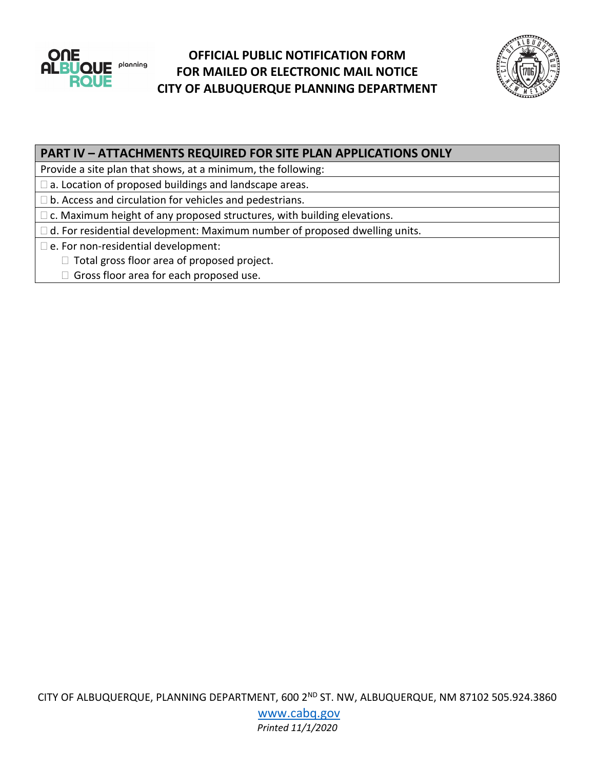# OFFICIAL PUBLIC NOTIFICATION FORM FOR MAILED OR ELECTRONIC MAIL NOTICE CITY OF ALBUQUERQUE PLANNING DEPARTMENT

## PART IV – ATTACHMENTS REQUIRED FOR SITE PLAN APPLICATIONS ONLY

Provide a site plan that shows, at a minimum, the following:

- ☐ a. Location of proposed buildings and landscape areas.
- ☐ b. Access and circulation for vehicles and pedestrians.
- ☐ c. Maximum height of any proposed structures, with building elevations.
- ☐ d. For residential development: Maximum number of proposed dwelling units.
- ☐ e. For non-residential development:
  - ☐ Total gross floor area of proposed project.
  - ☐ Gross floor area for each proposed use.

CITY OF ALBUQUERQUE, PLANNING DEPARTMENT, 600 2ND ST. NW, ALBUQUERQUE, NM 87102 505.924.3860

www.cabq.gov

*Printed 11/1/2020*